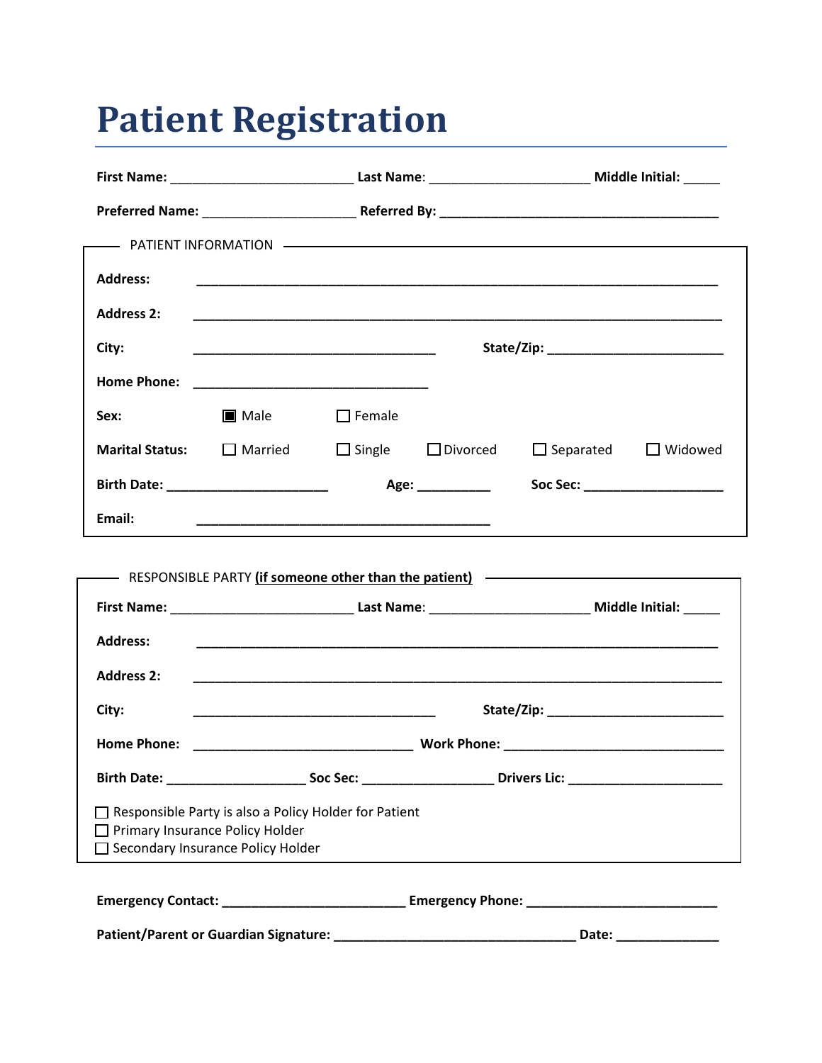# Patient Registration

**First Name:** ________________________ **Last Name**: _____________________ **Middle Initial:** _____

**Preferred Name:** ____________________ **Referred By:** ____________________________________

## PATIENT INFORMATION

**Address:** ____________________________________________________________________

**Address 2:** ____________________________________________________________________

**City:** ________________________________ **State/Zip:** _______________________

**Home Phone:** _______________________________

**Sex:** ☒ Male ☐ Female

**Marital Status:** ☐ Married ☐ Single ☐ Divorced ☐ Separated ☐ Widowed

**Birth Date:** _____________________ **Age:** _________ **Soc Sec:** __________________

**Email:** ______________________________________

## RESPONSIBLE PARTY (if someone other than the patient)

**First Name:** ________________________ **Last Name**: _____________________ **Middle Initial:** _____

**Address:** ____________________________________________________________________

**Address 2:** ____________________________________________________________________

**City:** ________________________________ **State/Zip:** _______________________

**Home Phone:** _____________________________ **Work Phone:** _____________________________

**Birth Date:** __________________ **Soc Sec:** _________________ **Drivers Lic:** ____________________

☐ Responsible Party is also a Policy Holder for Patient
☐ Primary Insurance Policy Holder
☐ Secondary Insurance Policy Holder

**Emergency Contact:** ________________________ **Emergency Phone:** _________________________

**Patient/Parent or Guardian Signature:** ________________________________ **Date:** _____________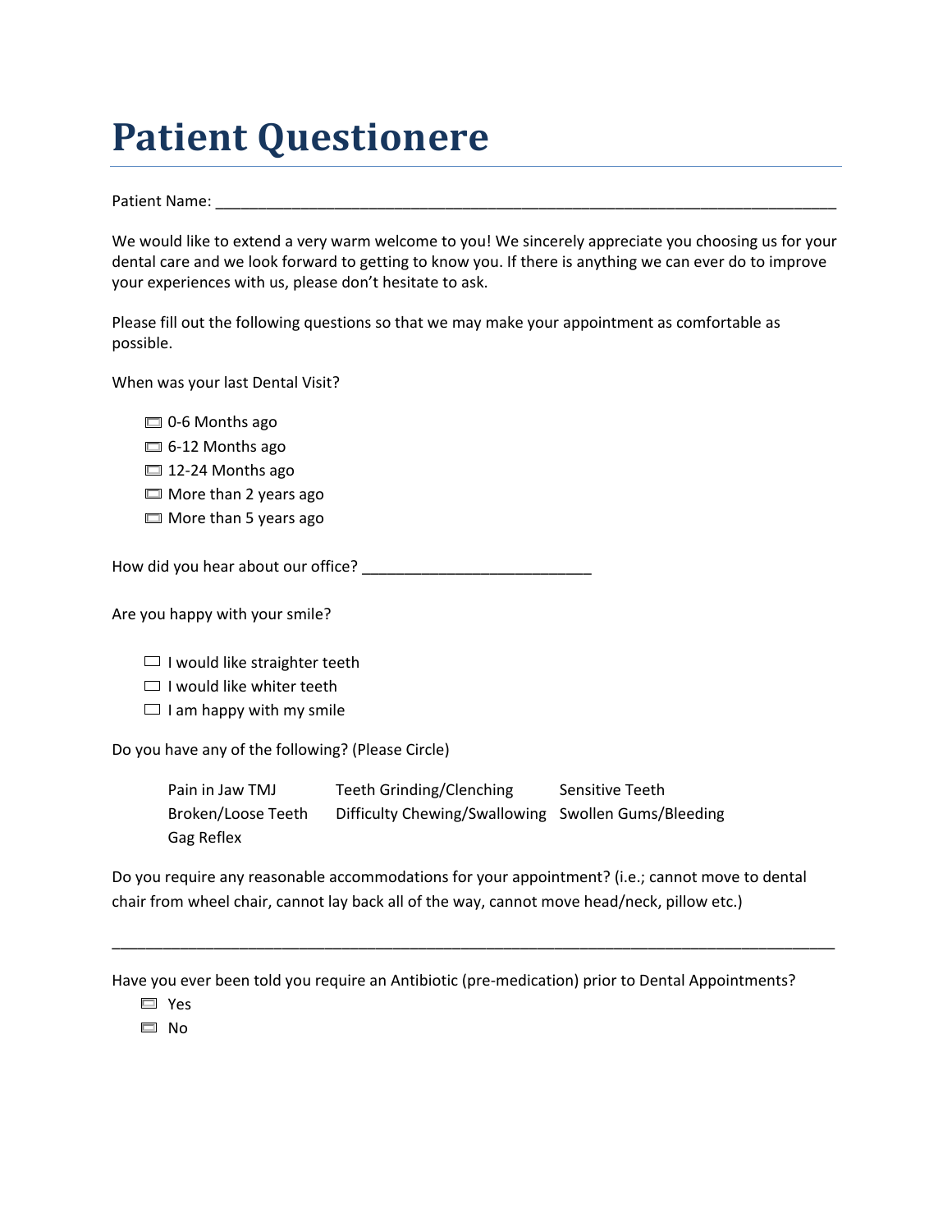# Patient Questionere

Patient Name: ___________________________________________________________________________

We would like to extend a very warm welcome to you! We sincerely appreciate you choosing us for your dental care and we look forward to getting to know you. If there is anything we can ever do to improve your experiences with us, please don't hesitate to ask.

Please fill out the following questions so that we may make your appointment as comfortable as possible.

When was your last Dental Visit?

- ☐ 0-6 Months ago
- ☐ 6-12 Months ago
- ☐ 12-24 Months ago
- ☐ More than 2 years ago
- ☐ More than 5 years ago

How did you hear about our office? ___________________________

Are you happy with your smile?

- ☐ I would like straighter teeth
- ☐ I would like whiter teeth
- ☐ I am happy with my smile

Do you have any of the following? (Please Circle)

| | | |
|---|---|---|
| Pain in Jaw TMJ | Teeth Grinding/Clenching | Sensitive Teeth |
| Broken/Loose Teeth | Difficulty Chewing/Swallowing | Swollen Gums/Bleeding |
| Gag Reflex | | |

Do you require any reasonable accommodations for your appointment? (i.e.; cannot move to dental chair from wheel chair, cannot lay back all of the way, cannot move head/neck, pillow etc.)

_____________________________________________________________________________________

Have you ever been told you require an Antibiotic (pre-medication) prior to Dental Appointments?

- ☐ Yes
- ☐ No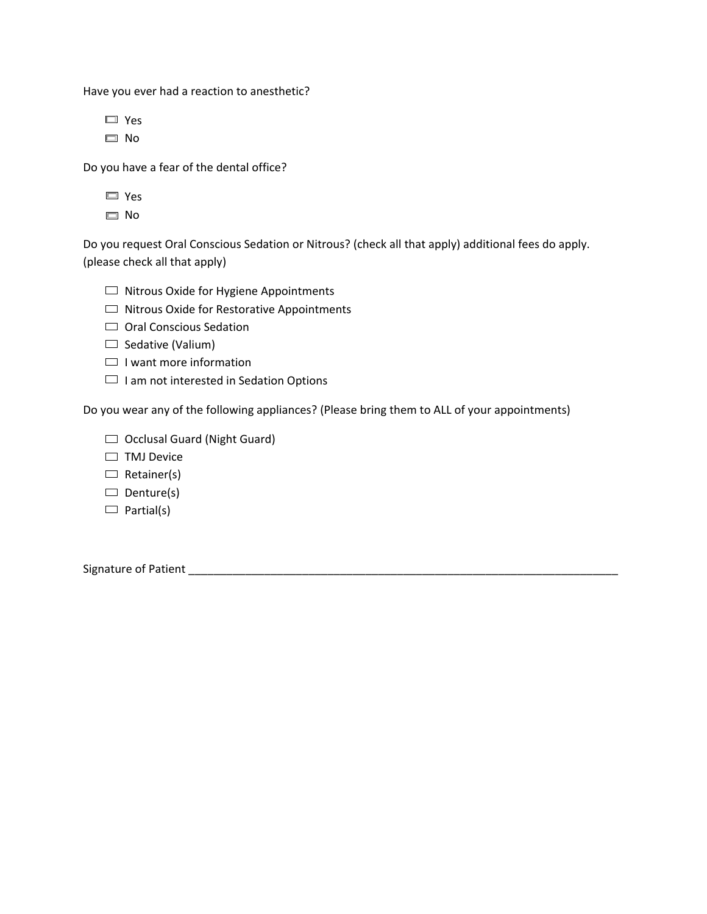Have you ever had a reaction to anesthetic?

- [ ] Yes
- [ ] No

Do you have a fear of the dental office?

- [ ] Yes
- [ ] No

Do you request Oral Conscious Sedation or Nitrous? (check all that apply) additional fees do apply. (please check all that apply)

- [ ] Nitrous Oxide for Hygiene Appointments
- [ ] Nitrous Oxide for Restorative Appointments
- [ ] Oral Conscious Sedation
- [ ] Sedative (Valium)
- [ ] I want more information
- [ ] I am not interested in Sedation Options

Do you wear any of the following appliances? (Please bring them to ALL of your appointments)

- [ ] Occlusal Guard (Night Guard)
- [ ] TMJ Device
- [ ] Retainer(s)
- [ ] Denture(s)
- [ ] Partial(s)

Signature of Patient ______________________________________________________________________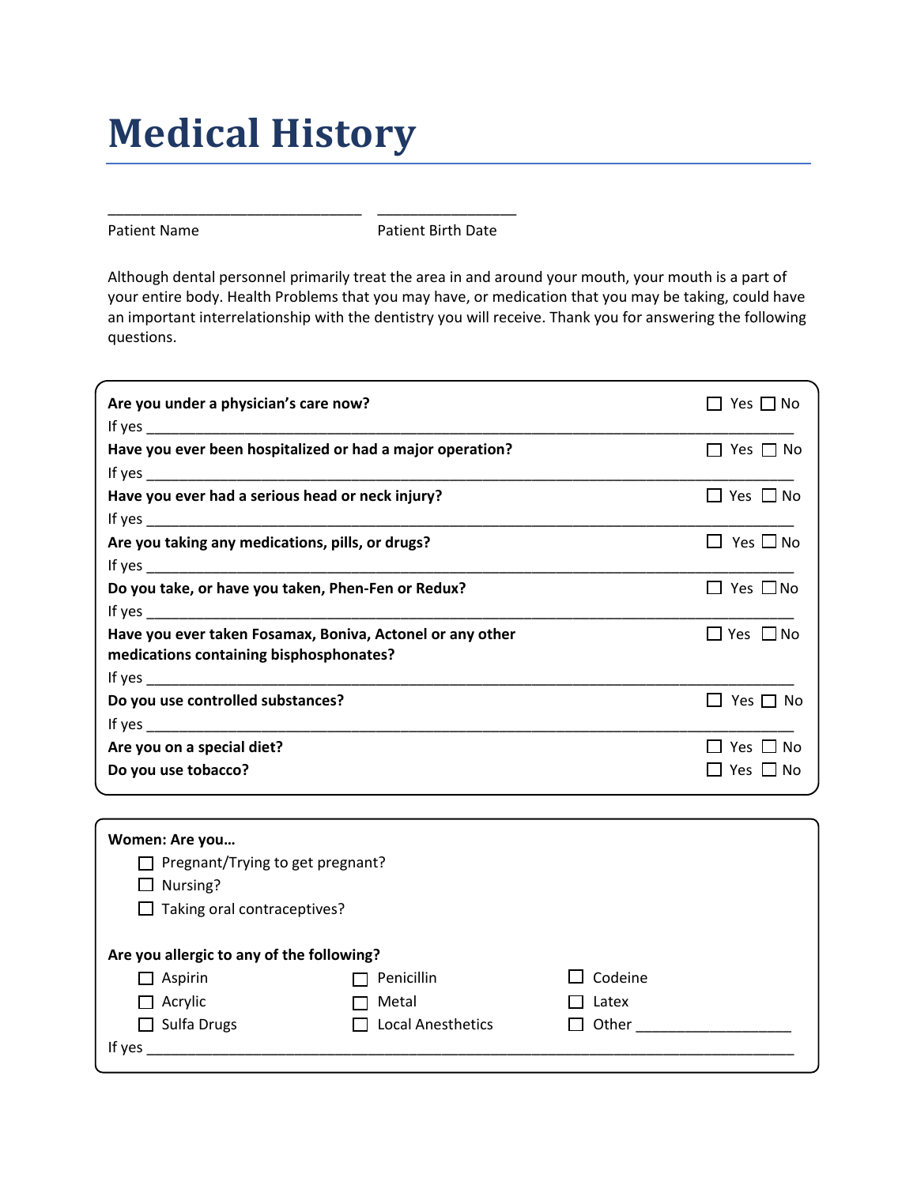# Medical History

______________________________ ________________

Patient Name Patient Birth Date

Although dental personnel primarily treat the area in and around your mouth, your mouth is a part of your entire body. Health Problems that you may have, or medication that you may be taking, could have an important interrelationship with the dentistry you will receive. Thank you for answering the following questions.

**Are you under a physician's care now?** ☐ Yes ☐ No

If yes ______________________________________________________________________________

**Have you ever been hospitalized or had a major operation?** ☐ Yes ☐ No

If yes ______________________________________________________________________________

**Have you ever had a serious head or neck injury?** ☐ Yes ☐ No

If yes ______________________________________________________________________________

**Are you taking any medications, pills, or drugs?** ☐ Yes ☐ No

If yes ______________________________________________________________________________

**Do you take, or have you taken, Phen-Fen or Redux?** ☐ Yes ☐ No

If yes ______________________________________________________________________________

**Have you ever taken Fosamax, Boniva, Actonel or any other medications containing bisphosphonates?** ☐ Yes ☐ No

If yes ______________________________________________________________________________

**Do you use controlled substances?** ☐ Yes ☐ No

If yes ______________________________________________________________________________

**Are you on a special diet?** ☐ Yes ☐ No

**Do you use tobacco?** ☐ Yes ☐ No

**Women: Are you…**

- ☐ Pregnant/Trying to get pregnant?
- ☐ Nursing?
- ☐ Taking oral contraceptives?

**Are you allergic to any of the following?**

- ☐ Aspirin
- ☐ Penicillin
- ☐ Codeine
- ☐ Acrylic
- ☐ Metal
- ☐ Latex
- ☐ Sulfa Drugs
- ☐ Local Anesthetics
- ☐ Other __________________

If yes ______________________________________________________________________________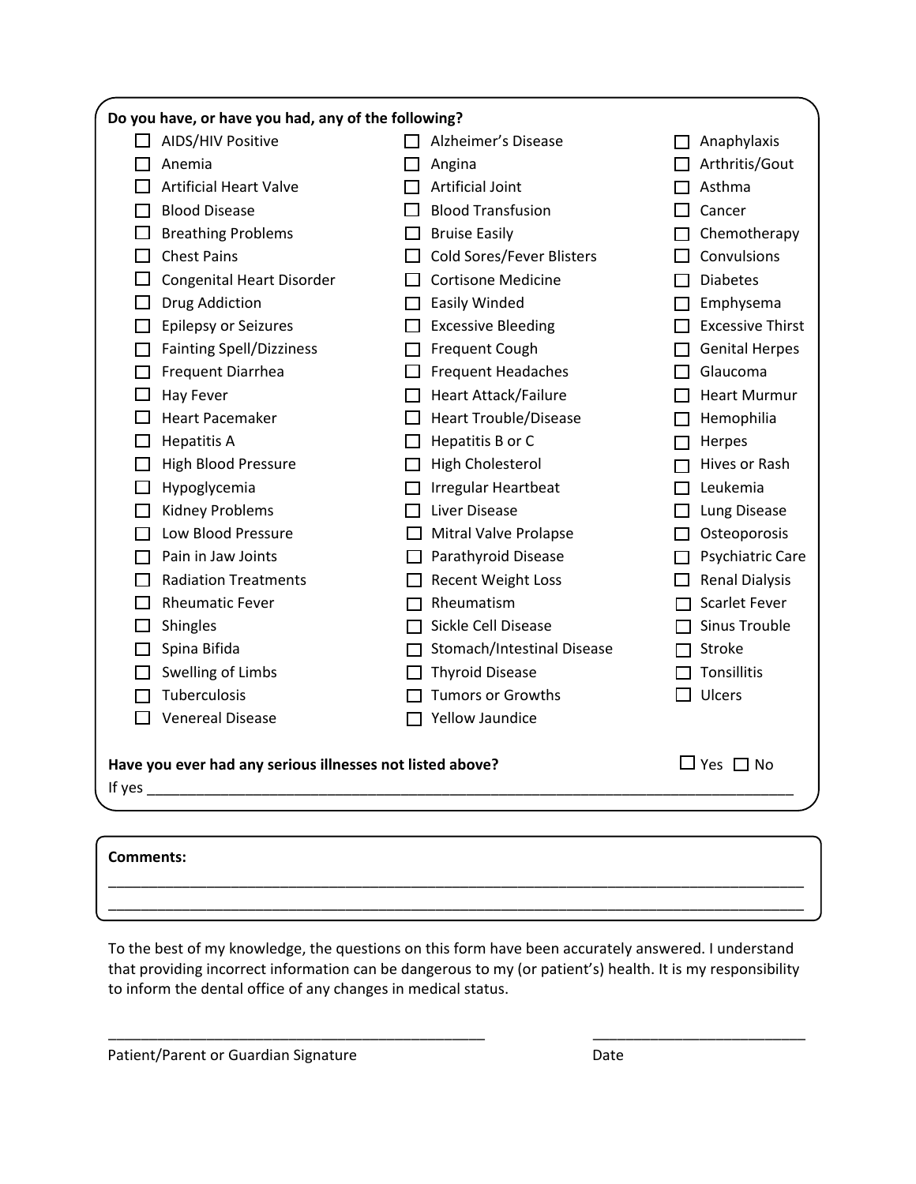**Do you have, or have you had, any of the following?**

| | | |
|---|---|---|
| ☐ AIDS/HIV Positive | ☐ Alzheimer's Disease | ☐ Anaphylaxis |
| ☐ Anemia | ☐ Angina | ☐ Arthritis/Gout |
| ☐ Artificial Heart Valve | ☐ Artificial Joint | ☐ Asthma |
| ☐ Blood Disease | ☐ Blood Transfusion | ☐ Cancer |
| ☐ Breathing Problems | ☐ Bruise Easily | ☐ Chemotherapy |
| ☐ Chest Pains | ☐ Cold Sores/Fever Blisters | ☐ Convulsions |
| ☐ Congenital Heart Disorder | ☐ Cortisone Medicine | ☐ Diabetes |
| ☐ Drug Addiction | ☐ Easily Winded | ☐ Emphysema |
| ☐ Epilepsy or Seizures | ☐ Excessive Bleeding | ☐ Excessive Thirst |
| ☐ Fainting Spell/Dizziness | ☐ Frequent Cough | ☐ Genital Herpes |
| ☐ Frequent Diarrhea | ☐ Frequent Headaches | ☐ Glaucoma |
| ☐ Hay Fever | ☐ Heart Attack/Failure | ☐ Heart Murmur |
| ☐ Heart Pacemaker | ☐ Heart Trouble/Disease | ☐ Hemophilia |
| ☐ Hepatitis A | ☐ Hepatitis B or C | ☐ Herpes |
| ☐ High Blood Pressure | ☐ High Cholesterol | ☐ Hives or Rash |
| ☐ Hypoglycemia | ☐ Irregular Heartbeat | ☐ Leukemia |
| ☐ Kidney Problems | ☐ Liver Disease | ☐ Lung Disease |
| ☐ Low Blood Pressure | ☐ Mitral Valve Prolapse | ☐ Osteoporosis |
| ☐ Pain in Jaw Joints | ☐ Parathyroid Disease | ☐ Psychiatric Care |
| ☐ Radiation Treatments | ☐ Recent Weight Loss | ☐ Renal Dialysis |
| ☐ Rheumatic Fever | ☐ Rheumatism | ☐ Scarlet Fever |
| ☐ Shingles | ☐ Sickle Cell Disease | ☐ Sinus Trouble |
| ☐ Spina Bifida | ☐ Stomach/Intestinal Disease | ☐ Stroke |
| ☐ Swelling of Limbs | ☐ Thyroid Disease | ☐ Tonsillitis |
| ☐ Tuberculosis | ☐ Tumors or Growths | ☐ Ulcers |
| ☐ Venereal Disease | ☐ Yellow Jaundice | |

**Have you ever had any serious illnesses not listed above?** ☐ Yes ☐ No

If yes ____________________________________________________________________________

**Comments:**

____________________________________________________________________________

____________________________________________________________________________

To the best of my knowledge, the questions on this form have been accurately answered. I understand that providing incorrect information can be dangerous to my (or patient's) health. It is my responsibility to inform the dental office of any changes in medical status.

_______________________________________ ________________________

Patient/Parent or Guardian Signature Date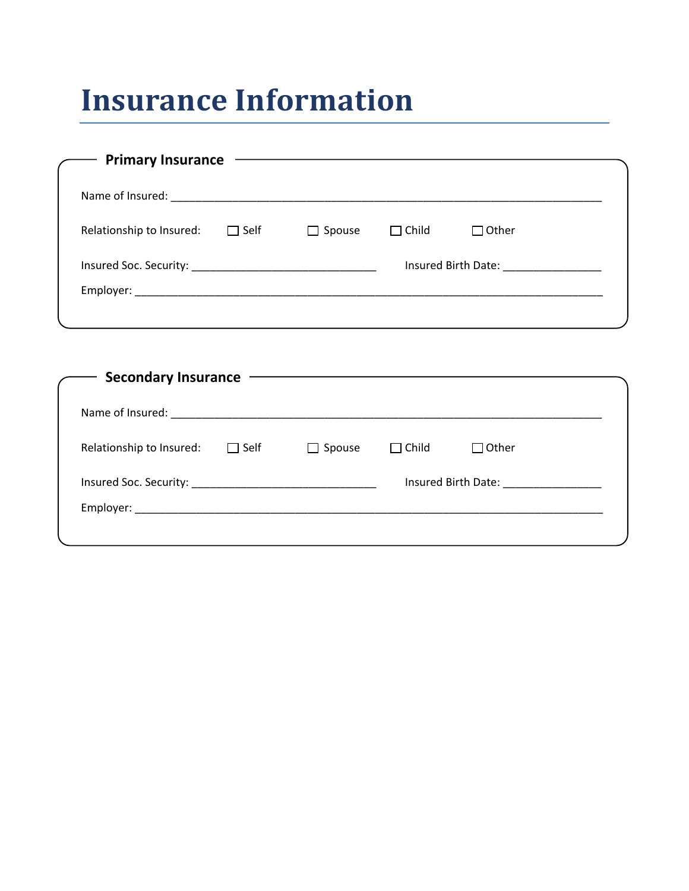# Insurance Information

## Primary Insurance

Name of Insured: ___________________________________________________________________________

Relationship to Insured: ☐ Self ☐ Spouse ☐ Child ☐ Other

Insured Soc. Security: ________________________________ Insured Birth Date: _________________

Employer: ________________________________________________________________________________

## Secondary Insurance

Name of Insured: ___________________________________________________________________________

Relationship to Insured: ☐ Self ☐ Spouse ☐ Child ☐ Other

Insured Soc. Security: ________________________________ Insured Birth Date: _________________

Employer: ________________________________________________________________________________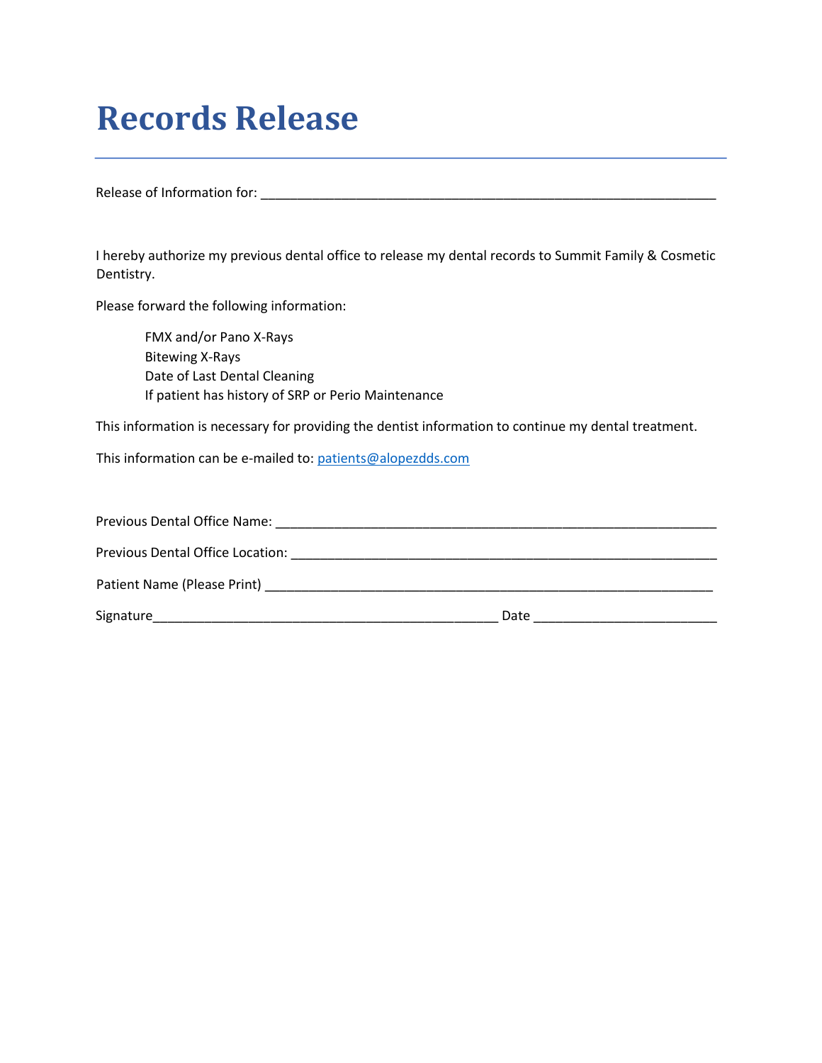# Records Release

Release of Information for: ________________________________________________________________

I hereby authorize my previous dental office to release my dental records to Summit Family & Cosmetic Dentistry.

Please forward the following information:

- FMX and/or Pano X-Rays
- Bitewing X-Rays
- Date of Last Dental Cleaning
- If patient has history of SRP or Perio Maintenance

This information is necessary for providing the dentist information to continue my dental treatment.

This information can be e-mailed to: patients@alopezdds.com

Previous Dental Office Name: ______________________________________________________________

Previous Dental Office Location: ____________________________________________________________

Patient Name (Please Print) ________________________________________________________________

Signature_______________________________________________ Date ________________________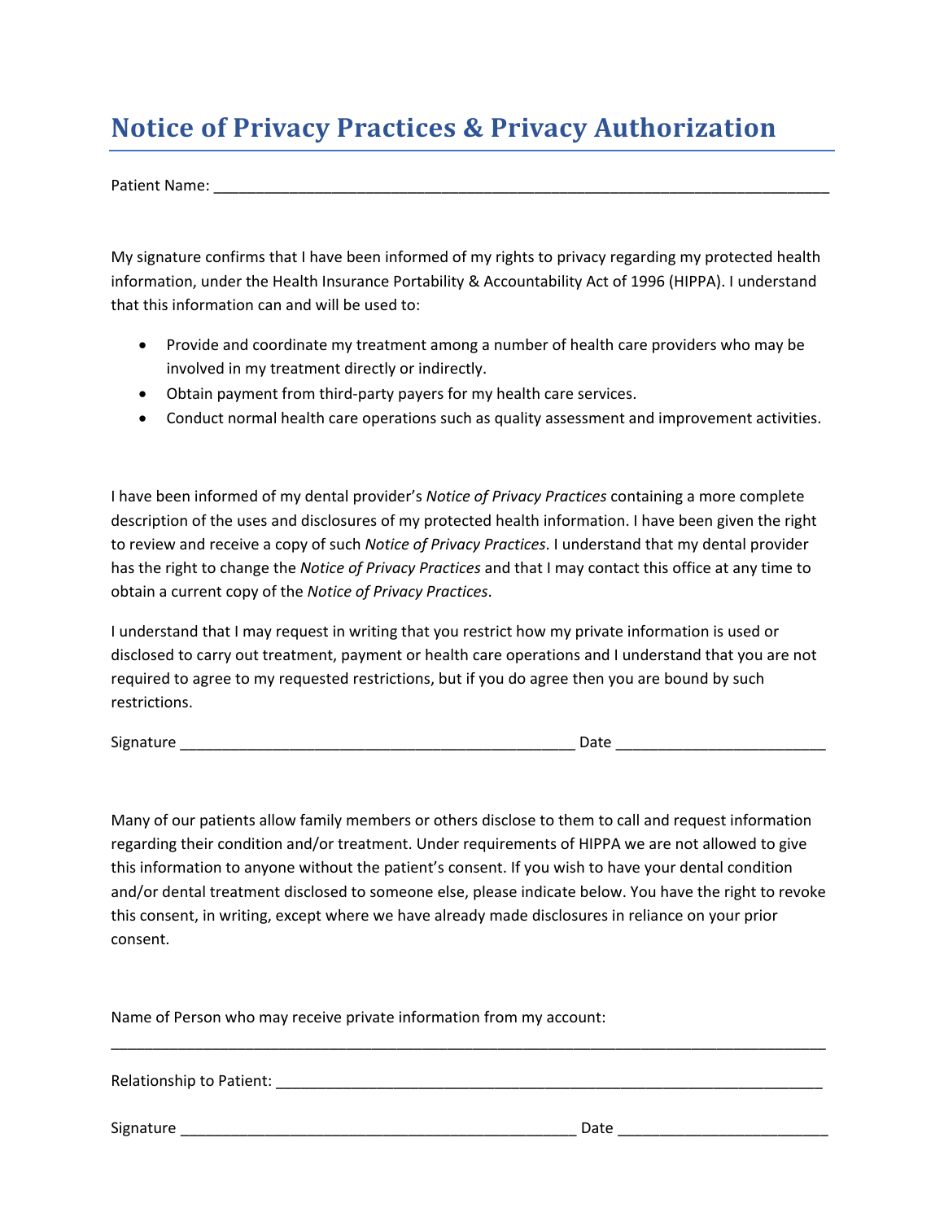# Notice of Privacy Practices & Privacy Authorization

Patient Name: ___________________________________________________________________________

My signature confirms that I have been informed of my rights to privacy regarding my protected health information, under the Health Insurance Portability & Accountability Act of 1996 (HIPPA). I understand that this information can and will be used to:

- Provide and coordinate my treatment among a number of health care providers who may be involved in my treatment directly or indirectly.
- Obtain payment from third-party payers for my health care services.
- Conduct normal health care operations such as quality assessment and improvement activities.

I have been informed of my dental provider's *Notice of Privacy Practices* containing a more complete description of the uses and disclosures of my protected health information. I have been given the right to review and receive a copy of such *Notice of Privacy Practices*. I understand that my dental provider has the right to change the *Notice of Privacy Practices* and that I may contact this office at any time to obtain a current copy of the *Notice of Privacy Practices*.

I understand that I may request in writing that you restrict how my private information is used or disclosed to carry out treatment, payment or health care operations and I understand that you are not required to agree to my requested restrictions, but if you do agree then you are bound by such restrictions.

Signature ________________________________________________ Date _________________________

Many of our patients allow family members or others disclose to them to call and request information regarding their condition and/or treatment. Under requirements of HIPPA we are not allowed to give this information to anyone without the patient's consent. If you wish to have your dental condition and/or dental treatment disclosed to someone else, please indicate below. You have the right to revoke this consent, in writing, except where we have already made disclosures in reliance on your prior consent.

Name of Person who may receive private information from my account:

_____________________________________________________________________________________

Relationship to Patient: __________________________________________________________________

Signature ________________________________________________ Date _________________________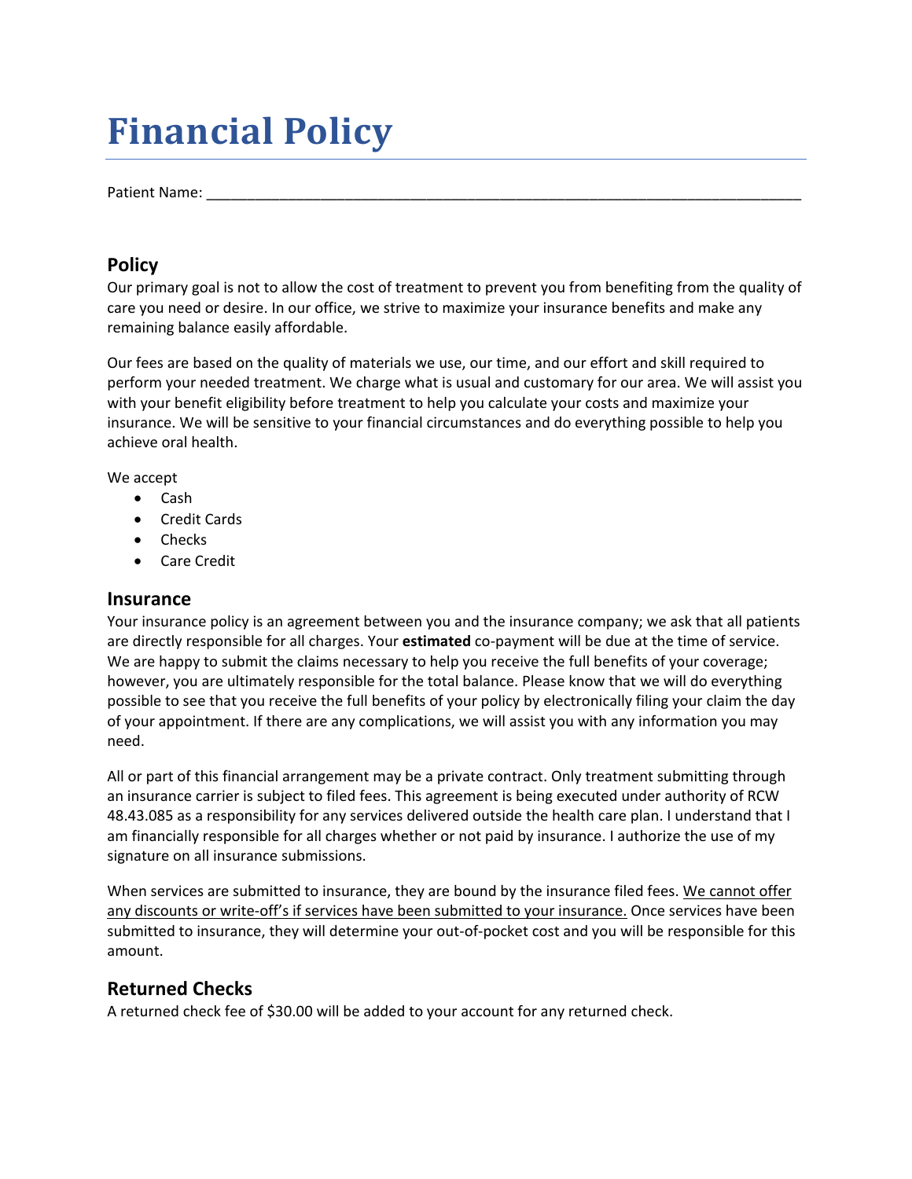# Financial Policy

Patient Name: ___________________________________________________________________________

## Policy

Our primary goal is not to allow the cost of treatment to prevent you from benefiting from the quality of care you need or desire. In our office, we strive to maximize your insurance benefits and make any remaining balance easily affordable.

Our fees are based on the quality of materials we use, our time, and our effort and skill required to perform your needed treatment. We charge what is usual and customary for our area. We will assist you with your benefit eligibility before treatment to help you calculate your costs and maximize your insurance. We will be sensitive to your financial circumstances and do everything possible to help you achieve oral health.

We accept

- Cash
- Credit Cards
- Checks
- Care Credit

## Insurance

Your insurance policy is an agreement between you and the insurance company; we ask that all patients are directly responsible for all charges. Your **estimated** co-payment will be due at the time of service. We are happy to submit the claims necessary to help you receive the full benefits of your coverage; however, you are ultimately responsible for the total balance. Please know that we will do everything possible to see that you receive the full benefits of your policy by electronically filing your claim the day of your appointment. If there are any complications, we will assist you with any information you may need.

All or part of this financial arrangement may be a private contract. Only treatment submitting through an insurance carrier is subject to filed fees. This agreement is being executed under authority of RCW 48.43.085 as a responsibility for any services delivered outside the health care plan. I understand that I am financially responsible for all charges whether or not paid by insurance. I authorize the use of my signature on all insurance submissions.

When services are submitted to insurance, they are bound by the insurance filed fees. <u>We cannot offer any discounts or write-off's if services have been submitted to your insurance.</u> Once services have been submitted to insurance, they will determine your out-of-pocket cost and you will be responsible for this amount.

## Returned Checks

A returned check fee of $30.00 will be added to your account for any returned check.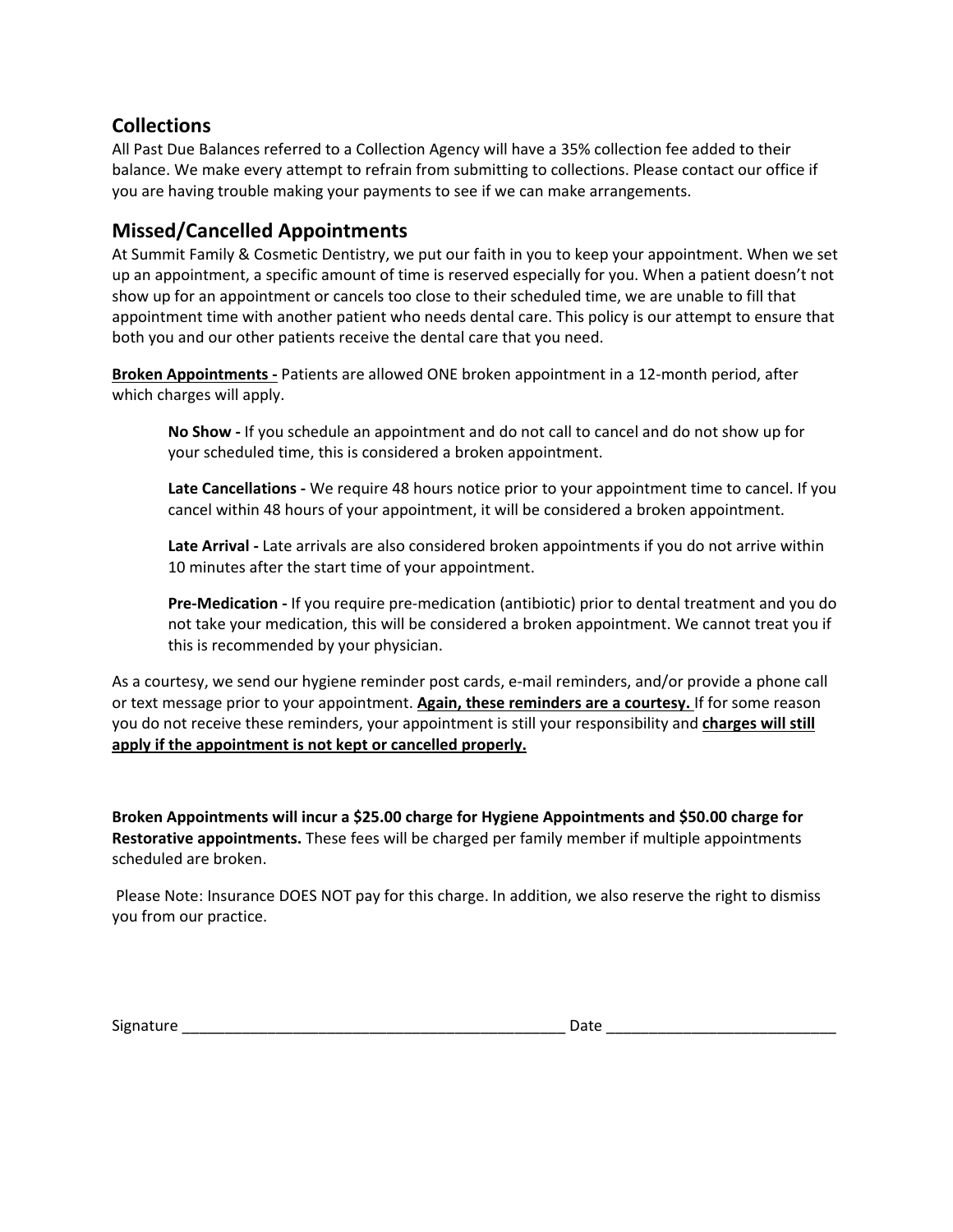## Collections

All Past Due Balances referred to a Collection Agency will have a 35% collection fee added to their balance. We make every attempt to refrain from submitting to collections. Please contact our office if you are having trouble making your payments to see if we can make arrangements.

## Missed/Cancelled Appointments

At Summit Family & Cosmetic Dentistry, we put our faith in you to keep your appointment. When we set up an appointment, a specific amount of time is reserved especially for you. When a patient doesn't not show up for an appointment or cancels too close to their scheduled time, we are unable to fill that appointment time with another patient who needs dental care. This policy is our attempt to ensure that both you and our other patients receive the dental care that you need.

<u>**Broken Appointments -**</u> Patients are allowed ONE broken appointment in a 12-month period, after which charges will apply.

> **No Show -** If you schedule an appointment and do not call to cancel and do not show up for your scheduled time, this is considered a broken appointment.
>
> **Late Cancellations -** We require 48 hours notice prior to your appointment time to cancel. If you cancel within 48 hours of your appointment, it will be considered a broken appointment.
>
> **Late Arrival -** Late arrivals are also considered broken appointments if you do not arrive within 10 minutes after the start time of your appointment.
>
> **Pre-Medication -** If you require pre-medication (antibiotic) prior to dental treatment and you do not take your medication, this will be considered a broken appointment. We cannot treat you if this is recommended by your physician.

As a courtesy, we send our hygiene reminder post cards, e-mail reminders, and/or provide a phone call or text message prior to your appointment. <u>**Again, these reminders are a courtesy.**</u> If for some reason you do not receive these reminders, your appointment is still your responsibility and <u>**charges will still apply if the appointment is not kept or cancelled properly.**</u>

**Broken Appointments will incur a $25.00 charge for Hygiene Appointments and $50.00 charge for Restorative appointments.** These fees will be charged per family member if multiple appointments scheduled are broken.

Please Note: Insurance DOES NOT pay for this charge. In addition, we also reserve the right to dismiss you from our practice.

Signature ______________________________________________ Date ___________________________